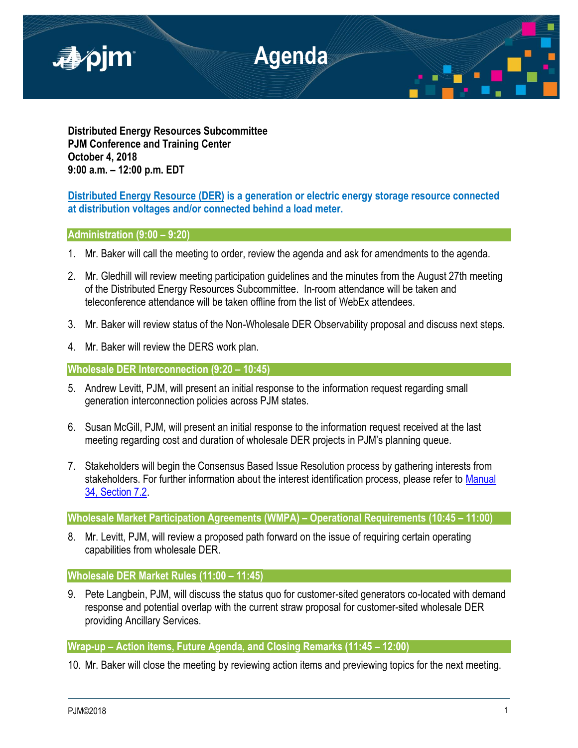# Agenda

**Distributed Energy Resources Subcommittee**
**PJM Conference and Training Center**
**October 4, 2018**
**9:00 a.m. – 12:00 p.m. EDT**

**Distributed Energy Resource (DER) is a generation or electric energy storage resource connected at distribution voltages and/or connected behind a load meter.**

## Administration (9:00 – 9:20)

1. Mr. Baker will call the meeting to order, review the agenda and ask for amendments to the agenda.

2. Mr. Gledhill will review meeting participation guidelines and the minutes from the August 27th meeting of the Distributed Energy Resources Subcommittee. In-room attendance will be taken and teleconference attendance will be taken offline from the list of WebEx attendees.

3. Mr. Baker will review status of the Non-Wholesale DER Observability proposal and discuss next steps.

4. Mr. Baker will review the DERS work plan.

## Wholesale DER Interconnection (9:20 – 10:45)

5. Andrew Levitt, PJM, will present an initial response to the information request regarding small generation interconnection policies across PJM states.

6. Susan McGill, PJM, will present an initial response to the information request received at the last meeting regarding cost and duration of wholesale DER projects in PJM's planning queue.

7. Stakeholders will begin the Consensus Based Issue Resolution process by gathering interests from stakeholders. For further information about the interest identification process, please refer to Manual 34, Section 7.2.

## Wholesale Market Participation Agreements (WMPA) – Operational Requirements (10:45 – 11:00)

8. Mr. Levitt, PJM, will review a proposed path forward on the issue of requiring certain operating capabilities from wholesale DER.

## Wholesale DER Market Rules (11:00 – 11:45)

9. Pete Langbein, PJM, will discuss the status quo for customer-sited generators co-located with demand response and potential overlap with the current straw proposal for customer-sited wholesale DER providing Ancillary Services.

## Wrap-up – Action items, Future Agenda, and Closing Remarks (11:45 – 12:00)

10. Mr. Baker will close the meeting by reviewing action items and previewing topics for the next meeting.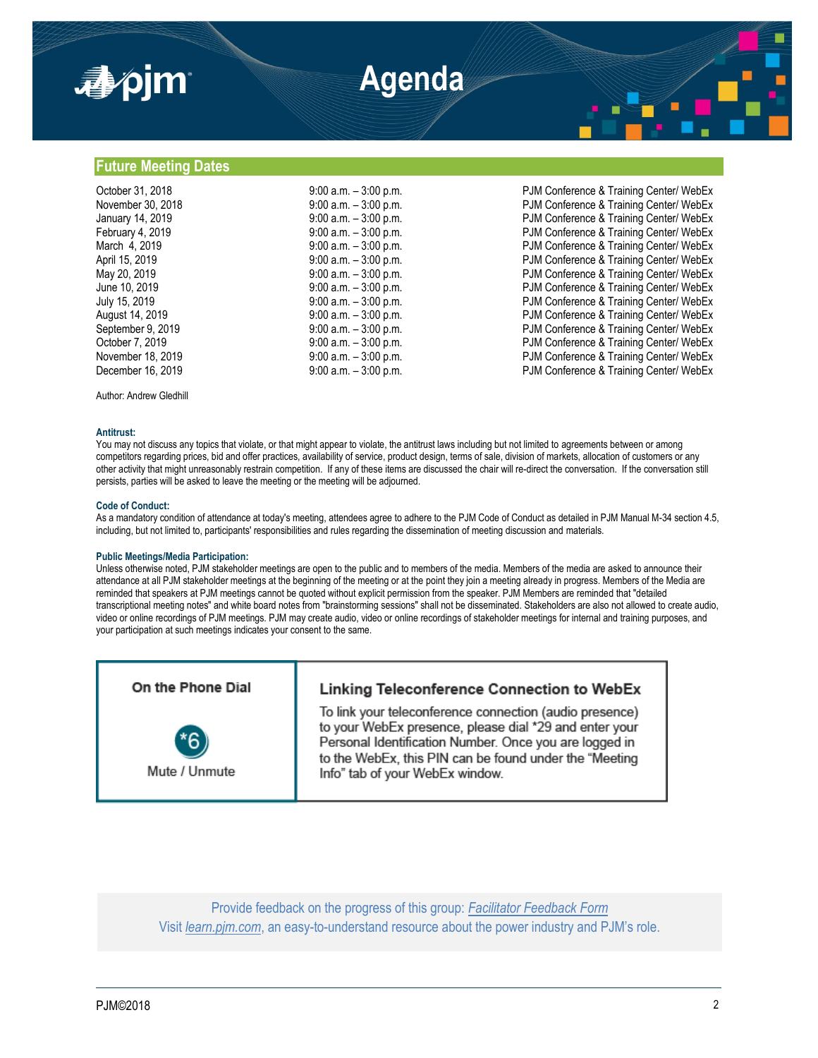# Agenda

## Future Meeting Dates

| | | |
|---|---|---|
| October 31, 2018 | 9:00 a.m. – 3:00 p.m. | PJM Conference & Training Center/ WebEx |
| November 30, 2018 | 9:00 a.m. – 3:00 p.m. | PJM Conference & Training Center/ WebEx |
| January 14, 2019 | 9:00 a.m. – 3:00 p.m. | PJM Conference & Training Center/ WebEx |
| February 4, 2019 | 9:00 a.m. – 3:00 p.m. | PJM Conference & Training Center/ WebEx |
| March 4, 2019 | 9:00 a.m. – 3:00 p.m. | PJM Conference & Training Center/ WebEx |
| April 15, 2019 | 9:00 a.m. – 3:00 p.m. | PJM Conference & Training Center/ WebEx |
| May 20, 2019 | 9:00 a.m. – 3:00 p.m. | PJM Conference & Training Center/ WebEx |
| June 10, 2019 | 9:00 a.m. – 3:00 p.m. | PJM Conference & Training Center/ WebEx |
| July 15, 2019 | 9:00 a.m. – 3:00 p.m. | PJM Conference & Training Center/ WebEx |
| August 14, 2019 | 9:00 a.m. – 3:00 p.m. | PJM Conference & Training Center/ WebEx |
| September 9, 2019 | 9:00 a.m. – 3:00 p.m. | PJM Conference & Training Center/ WebEx |
| October 7, 2019 | 9:00 a.m. – 3:00 p.m. | PJM Conference & Training Center/ WebEx |
| November 18, 2019 | 9:00 a.m. – 3:00 p.m. | PJM Conference & Training Center/ WebEx |
| December 16, 2019 | 9:00 a.m. – 3:00 p.m. | PJM Conference & Training Center/ WebEx |

Author: Andrew Gledhill

**Antitrust:**
You may not discuss any topics that violate, or that might appear to violate, the antitrust laws including but not limited to agreements between or among competitors regarding prices, bid and offer practices, availability of service, product design, terms of sale, division of markets, allocation of customers or any other activity that might unreasonably restrain competition. If any of these items are discussed the chair will re-direct the conversation. If the conversation still persists, parties will be asked to leave the meeting or the meeting will be adjourned.

**Code of Conduct:**
As a mandatory condition of attendance at today's meeting, attendees agree to adhere to the PJM Code of Conduct as detailed in PJM Manual M-34 section 4.5, including, but not limited to, participants' responsibilities and rules regarding the dissemination of meeting discussion and materials.

**Public Meetings/Media Participation:**
Unless otherwise noted, PJM stakeholder meetings are open to the public and to members of the media. Members of the media are asked to announce their attendance at all PJM stakeholder meetings at the beginning of the meeting or at the point they join a meeting already in progress. Members of the Media are reminded that speakers at PJM meetings cannot be quoted without explicit permission from the speaker. PJM Members are reminded that "detailed transcriptional meeting notes" and white board notes from "brainstorming sessions" shall not be disseminated. Stakeholders are also not allowed to create audio, video or online recordings of PJM meetings. PJM may create audio, video or online recordings of stakeholder meetings for internal and training purposes, and your participation at such meetings indicates your consent to the same.

| On the Phone Dial | Linking Teleconference Connection to WebEx |
|---|---|
| *6 Mute / Unmute | To link your teleconference connection (audio presence) to your WebEx presence, please dial *29 and enter your Personal Identification Number. Once you are logged in to the WebEx, this PIN can be found under the "Meeting Info" tab of your WebEx window. |

Provide feedback on the progress of this group: *Facilitator Feedback Form*
Visit *learn.pjm.com*, an easy-to-understand resource about the power industry and PJM's role.

PJM©2018